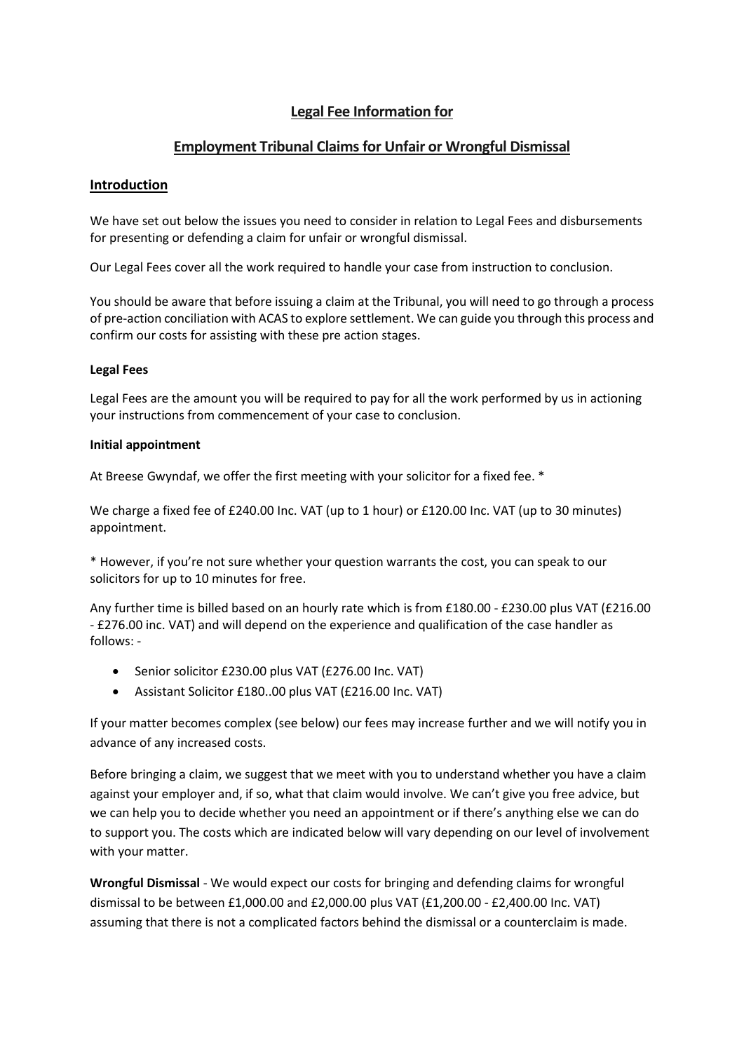# Legal Fee Information for

## Employment Tribunal Claims for Unfair or Wrongful Dismissal

### Introduction

We have set out below the issues you need to consider in relation to Legal Fees and disbursements for presenting or defending a claim for unfair or wrongful dismissal.

Our Legal Fees cover all the work required to handle your case from instruction to conclusion.

You should be aware that before issuing a claim at the Tribunal, you will need to go through a process of pre-action conciliation with ACAS to explore settlement. We can guide you through this process and confirm our costs for assisting with these pre action stages.

**Legal Fees**

Legal Fees are the amount you will be required to pay for all the work performed by us in actioning your instructions from commencement of your case to conclusion.

**Initial appointment**

At Breese Gwyndaf, we offer the first meeting with your solicitor for a fixed fee. *

We charge a fixed fee of £240.00 Inc. VAT (up to 1 hour) or £120.00 Inc. VAT (up to 30 minutes) appointment.

* However, if you're not sure whether your question warrants the cost, you can speak to our solicitors for up to 10 minutes for free.

Any further time is billed based on an hourly rate which is from £180.00 - £230.00 plus VAT (£216.00 - £276.00 inc. VAT) and will depend on the experience and qualification of the case handler as follows: -

- Senior solicitor £230.00 plus VAT (£276.00 Inc. VAT)
- Assistant Solicitor £180..00 plus VAT (£216.00 Inc. VAT)

If your matter becomes complex (see below) our fees may increase further and we will notify you in advance of any increased costs.

Before bringing a claim, we suggest that we meet with you to understand whether you have a claim against your employer and, if so, what that claim would involve. We can't give you free advice, but we can help you to decide whether you need an appointment or if there's anything else we can do to support you. The costs which are indicated below will vary depending on our level of involvement with your matter.

**Wrongful Dismissal** - We would expect our costs for bringing and defending claims for wrongful dismissal to be between £1,000.00 and £2,000.00 plus VAT (£1,200.00 - £2,400.00 Inc. VAT) assuming that there is not a complicated factors behind the dismissal or a counterclaim is made.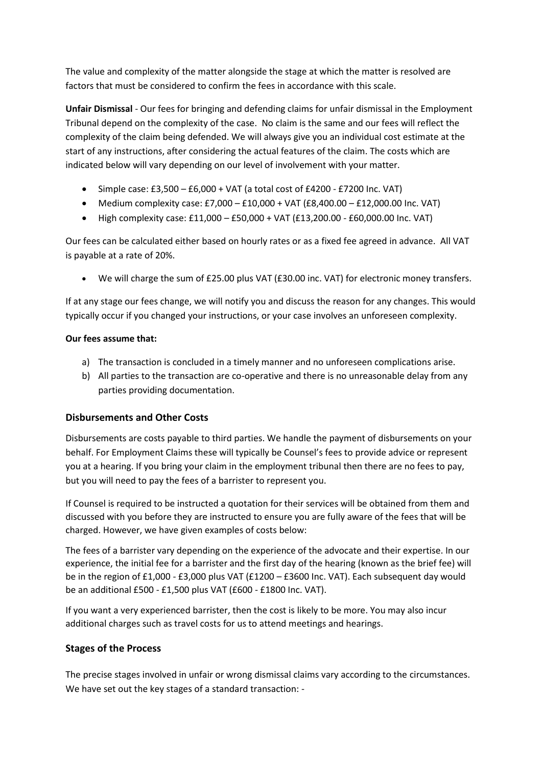The value and complexity of the matter alongside the stage at which the matter is resolved are factors that must be considered to confirm the fees in accordance with this scale.

**Unfair Dismissal** - Our fees for bringing and defending claims for unfair dismissal in the Employment Tribunal depend on the complexity of the case. No claim is the same and our fees will reflect the complexity of the claim being defended. We will always give you an individual cost estimate at the start of any instructions, after considering the actual features of the claim. The costs which are indicated below will vary depending on our level of involvement with your matter.

- Simple case: £3,500 – £6,000 + VAT (a total cost of £4200 - £7200 Inc. VAT)
- Medium complexity case: £7,000 – £10,000 + VAT (£8,400.00 – £12,000.00 Inc. VAT)
- High complexity case: £11,000 – £50,000 + VAT (£13,200.00 - £60,000.00 Inc. VAT)

Our fees can be calculated either based on hourly rates or as a fixed fee agreed in advance. All VAT is payable at a rate of 20%.

- We will charge the sum of £25.00 plus VAT (£30.00 inc. VAT) for electronic money transfers.

If at any stage our fees change, we will notify you and discuss the reason for any changes. This would typically occur if you changed your instructions, or your case involves an unforeseen complexity.

**Our fees assume that:**

a) The transaction is concluded in a timely manner and no unforeseen complications arise.
b) All parties to the transaction are co-operative and there is no unreasonable delay from any parties providing documentation.

## Disbursements and Other Costs

Disbursements are costs payable to third parties. We handle the payment of disbursements on your behalf. For Employment Claims these will typically be Counsel's fees to provide advice or represent you at a hearing. If you bring your claim in the employment tribunal then there are no fees to pay, but you will need to pay the fees of a barrister to represent you.

If Counsel is required to be instructed a quotation for their services will be obtained from them and discussed with you before they are instructed to ensure you are fully aware of the fees that will be charged. However, we have given examples of costs below:

The fees of a barrister vary depending on the experience of the advocate and their expertise. In our experience, the initial fee for a barrister and the first day of the hearing (known as the brief fee) will be in the region of £1,000 - £3,000 plus VAT (£1200 – £3600 Inc. VAT). Each subsequent day would be an additional £500 - £1,500 plus VAT (£600 - £1800 Inc. VAT).

If you want a very experienced barrister, then the cost is likely to be more. You may also incur additional charges such as travel costs for us to attend meetings and hearings.

## Stages of the Process

The precise stages involved in unfair or wrong dismissal claims vary according to the circumstances. We have set out the key stages of a standard transaction: -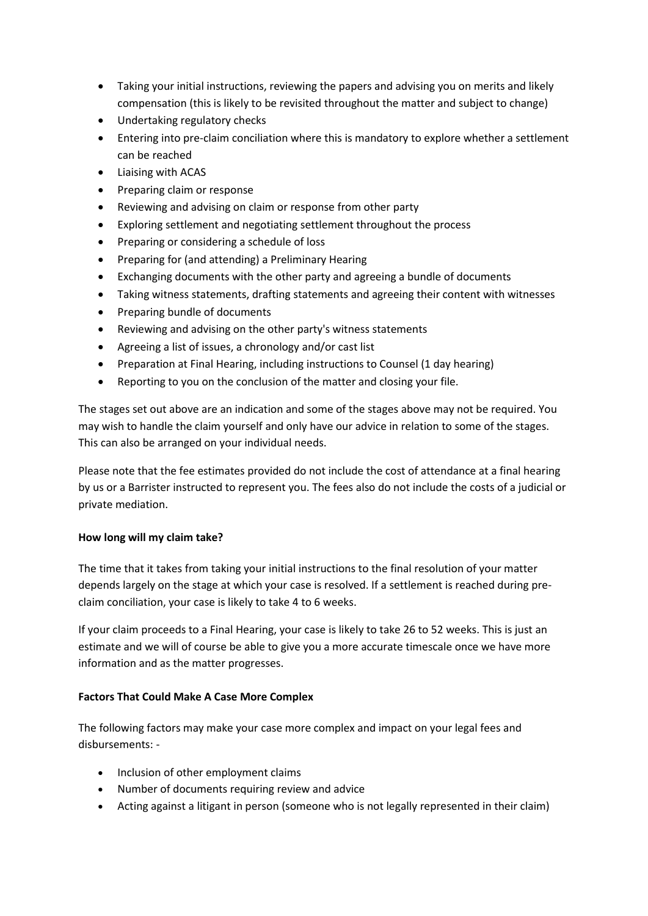- Taking your initial instructions, reviewing the papers and advising you on merits and likely compensation (this is likely to be revisited throughout the matter and subject to change)
- Undertaking regulatory checks
- Entering into pre-claim conciliation where this is mandatory to explore whether a settlement can be reached
- Liaising with ACAS
- Preparing claim or response
- Reviewing and advising on claim or response from other party
- Exploring settlement and negotiating settlement throughout the process
- Preparing or considering a schedule of loss
- Preparing for (and attending) a Preliminary Hearing
- Exchanging documents with the other party and agreeing a bundle of documents
- Taking witness statements, drafting statements and agreeing their content with witnesses
- Preparing bundle of documents
- Reviewing and advising on the other party's witness statements
- Agreeing a list of issues, a chronology and/or cast list
- Preparation at Final Hearing, including instructions to Counsel (1 day hearing)
- Reporting to you on the conclusion of the matter and closing your file.

The stages set out above are an indication and some of the stages above may not be required. You may wish to handle the claim yourself and only have our advice in relation to some of the stages. This can also be arranged on your individual needs.

Please note that the fee estimates provided do not include the cost of attendance at a final hearing by us or a Barrister instructed to represent you. The fees also do not include the costs of a judicial or private mediation.

**How long will my claim take?**

The time that it takes from taking your initial instructions to the final resolution of your matter depends largely on the stage at which your case is resolved. If a settlement is reached during pre-claim conciliation, your case is likely to take 4 to 6 weeks.

If your claim proceeds to a Final Hearing, your case is likely to take 26 to 52 weeks. This is just an estimate and we will of course be able to give you a more accurate timescale once we have more information and as the matter progresses.

**Factors That Could Make A Case More Complex**

The following factors may make your case more complex and impact on your legal fees and disbursements: -

- Inclusion of other employment claims
- Number of documents requiring review and advice
- Acting against a litigant in person (someone who is not legally represented in their claim)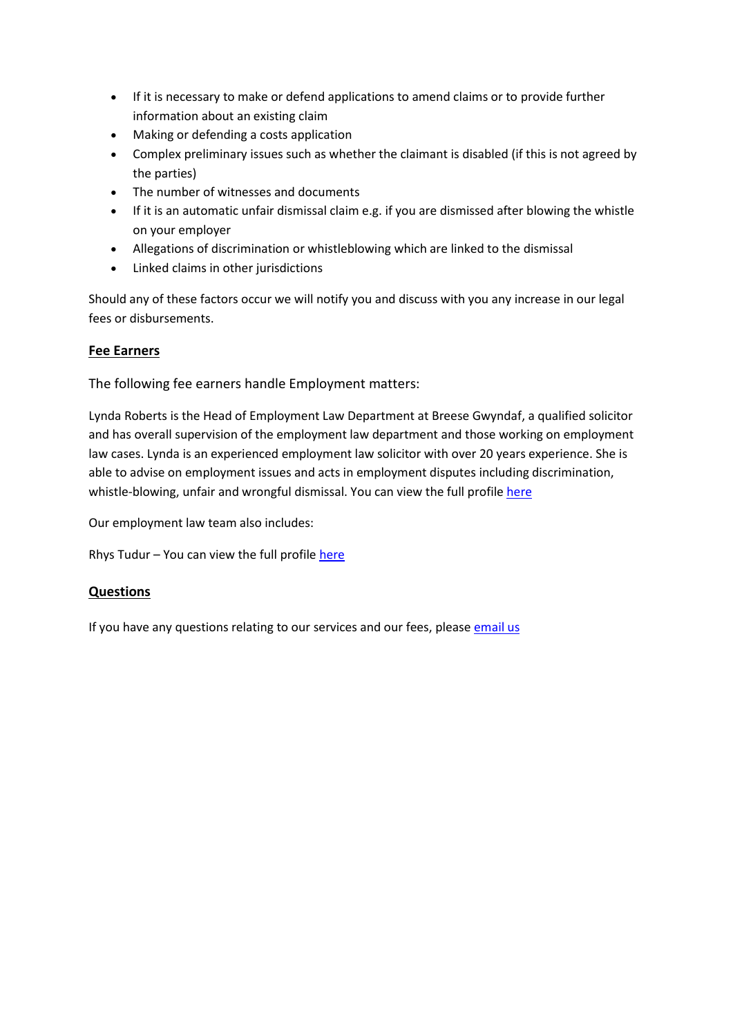- If it is necessary to make or defend applications to amend claims or to provide further information about an existing claim
- Making or defending a costs application
- Complex preliminary issues such as whether the claimant is disabled (if this is not agreed by the parties)
- The number of witnesses and documents
- If it is an automatic unfair dismissal claim e.g. if you are dismissed after blowing the whistle on your employer
- Allegations of discrimination or whistleblowing which are linked to the dismissal
- Linked claims in other jurisdictions

Should any of these factors occur we will notify you and discuss with you any increase in our legal fees or disbursements.

## Fee Earners

The following fee earners handle Employment matters:

Lynda Roberts is the Head of Employment Law Department at Breese Gwyndaf, a qualified solicitor and has overall supervision of the employment law department and those working on employment law cases. Lynda is an experienced employment law solicitor with over 20 years experience. She is able to advise on employment issues and acts in employment disputes including discrimination, whistle-blowing, unfair and wrongful dismissal. You can view the full profile here

Our employment law team also includes:

Rhys Tudur – You can view the full profile here

## Questions

If you have any questions relating to our services and our fees, please email us